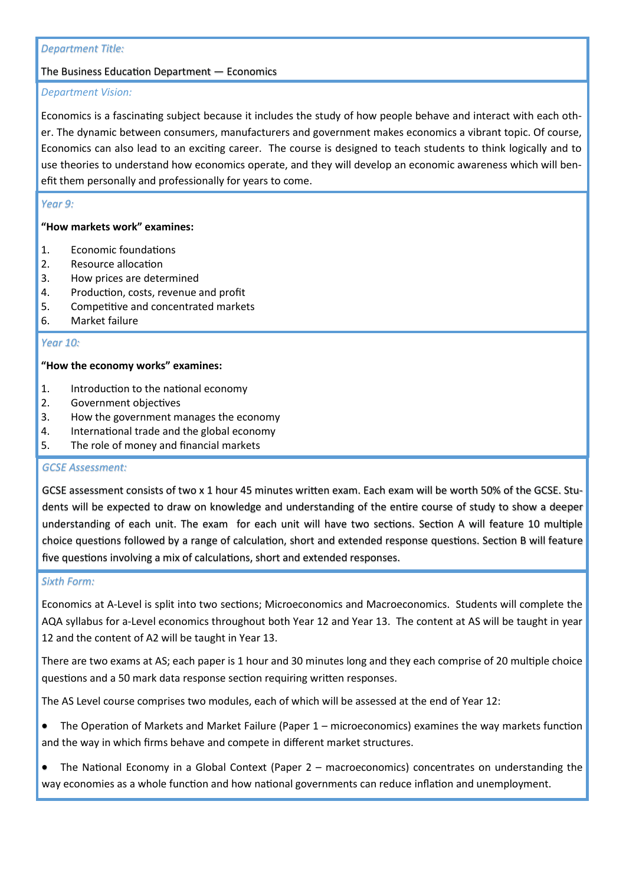*Department Title:*

The Business Education Department — Economics

*Department Vision:*

Economics is a fascinating subject because it includes the study of how people behave and interact with each other. The dynamic between consumers, manufacturers and government makes economics a vibrant topic. Of course, Economics can also lead to an exciting career. The course is designed to teach students to think logically and to use theories to understand how economics operate, and they will develop an economic awareness which will benefit them personally and professionally for years to come.

*Year 9:*

**"How markets work" examines:**

1. Economic foundations
2. Resource allocation
3. How prices are determined
4. Production, costs, revenue and profit
5. Competitive and concentrated markets
6. Market failure

*Year 10:*

**"How the economy works" examines:**

1. Introduction to the national economy
2. Government objectives
3. How the government manages the economy
4. International trade and the global economy
5. The role of money and financial markets

*GCSE Assessment:*

GCSE assessment consists of two x 1 hour 45 minutes written exam. Each exam will be worth 50% of the GCSE. Students will be expected to draw on knowledge and understanding of the entire course of study to show a deeper understanding of each unit. The exam for each unit will have two sections. Section A will feature 10 multiple choice questions followed by a range of calculation, short and extended response questions. Section B will feature five questions involving a mix of calculations, short and extended responses.

*Sixth Form:*

Economics at A-Level is split into two sections; Microeconomics and Macroeconomics. Students will complete the AQA syllabus for a-Level economics throughout both Year 12 and Year 13. The content at AS will be taught in year 12 and the content of A2 will be taught in Year 13.

There are two exams at AS; each paper is 1 hour and 30 minutes long and they each comprise of 20 multiple choice questions and a 50 mark data response section requiring written responses.

The AS Level course comprises two modules, each of which will be assessed at the end of Year 12:

- The Operation of Markets and Market Failure (Paper 1 – microeconomics) examines the way markets function and the way in which firms behave and compete in different market structures.
- The National Economy in a Global Context (Paper 2 – macroeconomics) concentrates on understanding the way economies as a whole function and how national governments can reduce inflation and unemployment.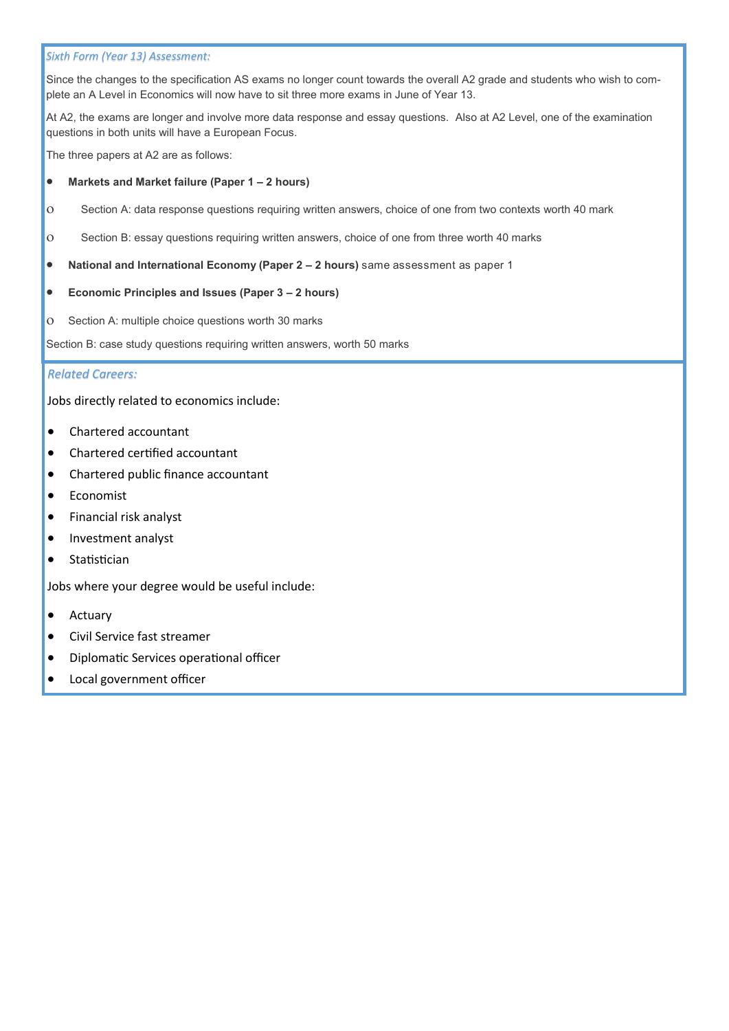### *Sixth Form (Year 13) Assessment:*

Since the changes to the specification AS exams no longer count towards the overall A2 grade and students who wish to complete an A Level in Economics will now have to sit three more exams in June of Year 13.

At A2, the exams are longer and involve more data response and essay questions. Also at A2 Level, one of the examination questions in both units will have a European Focus.

The three papers at A2 are as follows:

- **Markets and Market failure (Paper 1 – 2 hours)**
  - Section A: data response questions requiring written answers, choice of one from two contexts worth 40 mark
  - Section B: essay questions requiring written answers, choice of one from three worth 40 marks
- **National and International Economy (Paper 2 – 2 hours)** same assessment as paper 1
- **Economic Principles and Issues (Paper 3 – 2 hours)**
  - Section A: multiple choice questions worth 30 marks

Section B: case study questions requiring written answers, worth 50 marks

### *Related Careers:*

Jobs directly related to economics include:

- Chartered accountant
- Chartered certified accountant
- Chartered public finance accountant
- Economist
- Financial risk analyst
- Investment analyst
- Statistician

Jobs where your degree would be useful include:

- Actuary
- Civil Service fast streamer
- Diplomatic Services operational officer
- Local government officer